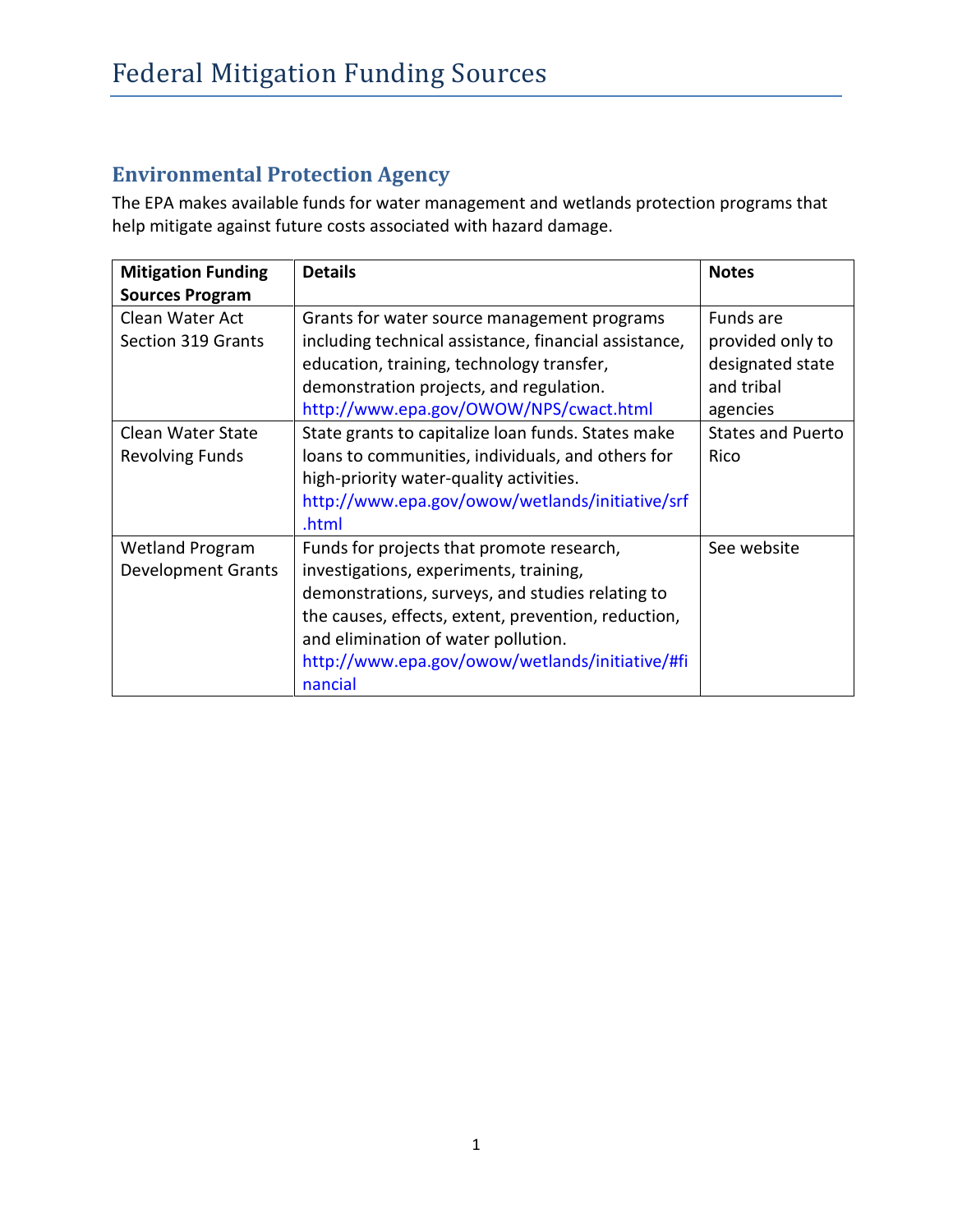# Federal Mitigation Funding Sources

## Environmental Protection Agency

The EPA makes available funds for water management and wetlands protection programs that help mitigate against future costs associated with hazard damage.

| Mitigation Funding Sources Program | Details | Notes |
|---|---|---|
| Clean Water Act Section 319 Grants | Grants for water source management programs including technical assistance, financial assistance, education, training, technology transfer, demonstration projects, and regulation. http://www.epa.gov/OWOW/NPS/cwact.html | Funds are provided only to designated state and tribal agencies |
| Clean Water State Revolving Funds | State grants to capitalize loan funds. States make loans to communities, individuals, and others for high-priority water-quality activities. http://www.epa.gov/owow/wetlands/initiative/srf.html | States and Puerto Rico |
| Wetland Program Development Grants | Funds for projects that promote research, investigations, experiments, training, demonstrations, surveys, and studies relating to the causes, effects, extent, prevention, reduction, and elimination of water pollution. http://www.epa.gov/owow/wetlands/initiative/#financial | See website |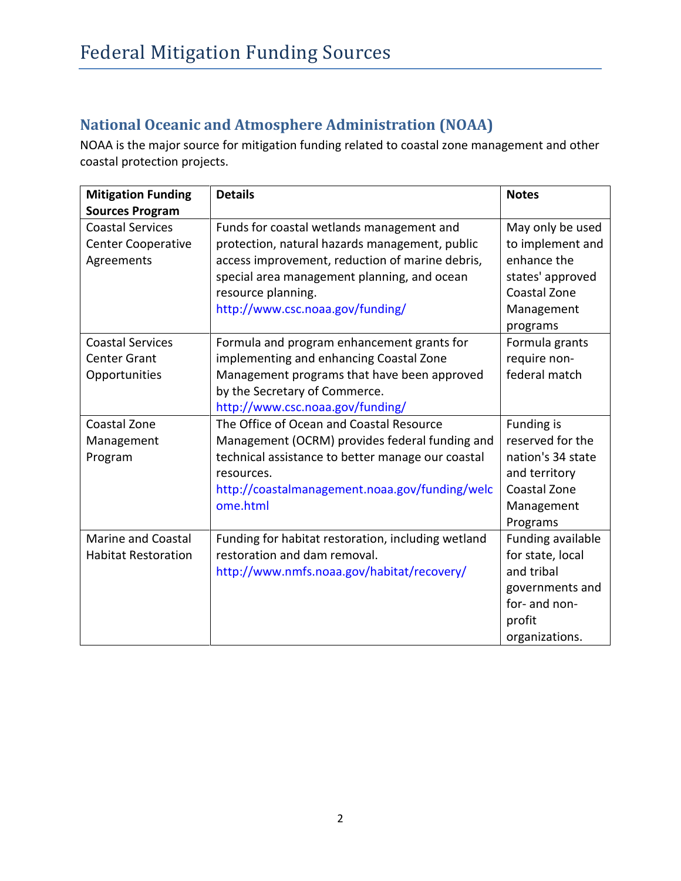# Federal Mitigation Funding Sources

## National Oceanic and Atmosphere Administration (NOAA)

NOAA is the major source for mitigation funding related to coastal zone management and other coastal protection projects.

| Mitigation Funding Sources Program | Details | Notes |
|---|---|---|
| Coastal Services Center Cooperative Agreements | Funds for coastal wetlands management and protection, natural hazards management, public access improvement, reduction of marine debris, special area management planning, and ocean resource planning. http://www.csc.noaa.gov/funding/ | May only be used to implement and enhance the states' approved Coastal Zone Management programs |
| Coastal Services Center Grant Opportunities | Formula and program enhancement grants for implementing and enhancing Coastal Zone Management programs that have been approved by the Secretary of Commerce. http://www.csc.noaa.gov/funding/ | Formula grants require non-federal match |
| Coastal Zone Management Program | The Office of Ocean and Coastal Resource Management (OCRM) provides federal funding and technical assistance to better manage our coastal resources. http://coastalmanagement.noaa.gov/funding/welcome.html | Funding is reserved for the nation's 34 state and territory Coastal Zone Management Programs |
| Marine and Coastal Habitat Restoration | Funding for habitat restoration, including wetland restoration and dam removal. http://www.nmfs.noaa.gov/habitat/recovery/ | Funding available for state, local and tribal governments and for- and non-profit organizations. |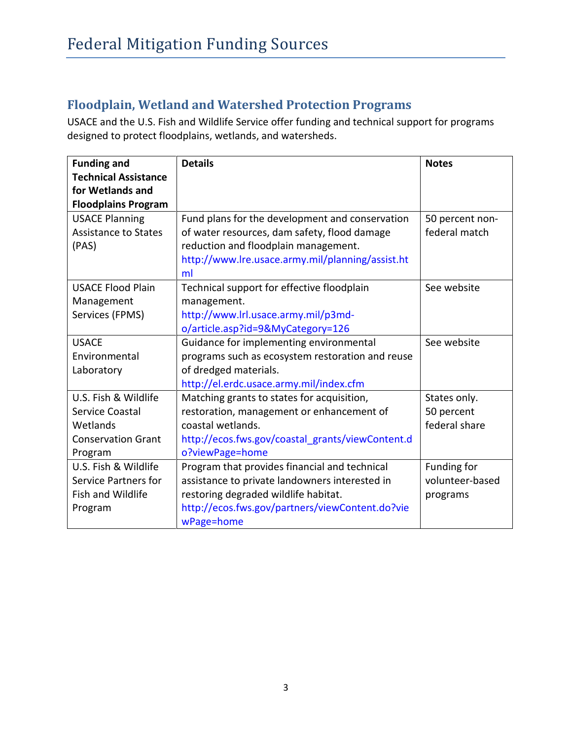# Federal Mitigation Funding Sources

## Floodplain, Wetland and Watershed Protection Programs

USACE and the U.S. Fish and Wildlife Service offer funding and technical support for programs designed to protect floodplains, wetlands, and watersheds.

| Funding and Technical Assistance for Wetlands and Floodplains Program | Details | Notes |
|---|---|---|
| USACE Planning Assistance to States (PAS) | Fund plans for the development and conservation of water resources, dam safety, flood damage reduction and floodplain management. http://www.lre.usace.army.mil/planning/assist.html | 50 percent non-federal match |
| USACE Flood Plain Management Services (FPMS) | Technical support for effective floodplain management. http://www.lrl.usace.army.mil/p3md-o/article.asp?id=9&MyCategory=126 | See website |
| USACE Environmental Laboratory | Guidance for implementing environmental programs such as ecosystem restoration and reuse of dredged materials. http://el.erdc.usace.army.mil/index.cfm | See website |
| U.S. Fish & Wildlife Service Coastal Wetlands Conservation Grant Program | Matching grants to states for acquisition, restoration, management or enhancement of coastal wetlands. http://ecos.fws.gov/coastal_grants/viewContent.do?viewPage=home | States only. 50 percent federal share |
| U.S. Fish & Wildlife Service Partners for Fish and Wildlife Program | Program that provides financial and technical assistance to private landowners interested in restoring degraded wildlife habitat. http://ecos.fws.gov/partners/viewContent.do?viewPage=home | Funding for volunteer-based programs |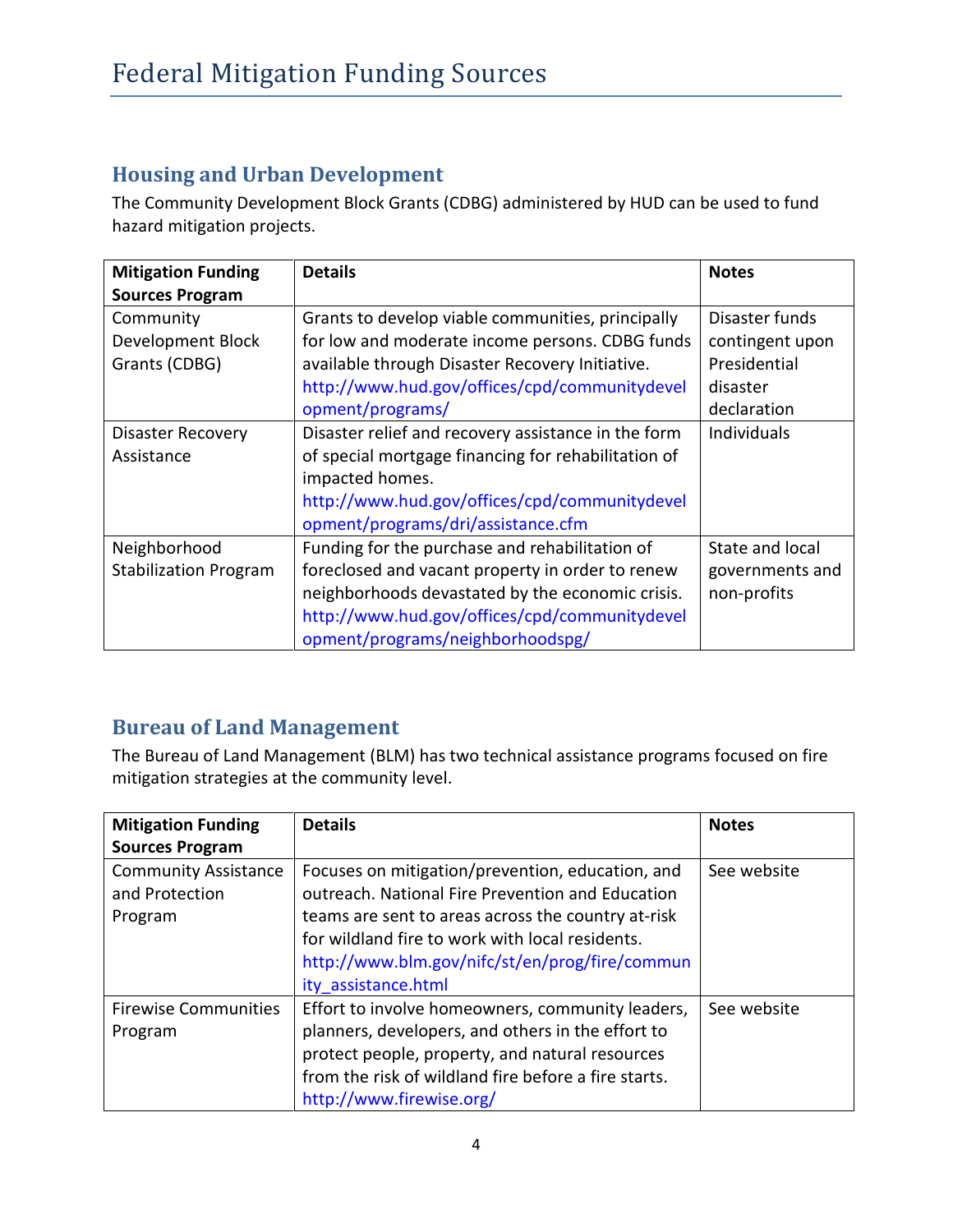# Federal Mitigation Funding Sources

## Housing and Urban Development

The Community Development Block Grants (CDBG) administered by HUD can be used to fund hazard mitigation projects.

| Mitigation Funding Sources Program | Details | Notes |
|---|---|---|
| Community Development Block Grants (CDBG) | Grants to develop viable communities, principally for low and moderate income persons. CDBG funds available through Disaster Recovery Initiative. http://www.hud.gov/offices/cpd/communitydevelopment/programs/ | Disaster funds contingent upon Presidential disaster declaration |
| Disaster Recovery Assistance | Disaster relief and recovery assistance in the form of special mortgage financing for rehabilitation of impacted homes. http://www.hud.gov/offices/cpd/communitydevelopment/programs/dri/assistance.cfm | Individuals |
| Neighborhood Stabilization Program | Funding for the purchase and rehabilitation of foreclosed and vacant property in order to renew neighborhoods devastated by the economic crisis. http://www.hud.gov/offices/cpd/communitydevelopment/programs/neighborhoodspg/ | State and local governments and non-profits |

## Bureau of Land Management

The Bureau of Land Management (BLM) has two technical assistance programs focused on fire mitigation strategies at the community level.

| Mitigation Funding Sources Program | Details | Notes |
|---|---|---|
| Community Assistance and Protection Program | Focuses on mitigation/prevention, education, and outreach. National Fire Prevention and Education teams are sent to areas across the country at-risk for wildland fire to work with local residents. http://www.blm.gov/nifc/st/en/prog/fire/community_assistance.html | See website |
| Firewise Communities Program | Effort to involve homeowners, community leaders, planners, developers, and others in the effort to protect people, property, and natural resources from the risk of wildland fire before a fire starts. http://www.firewise.org/ | See website |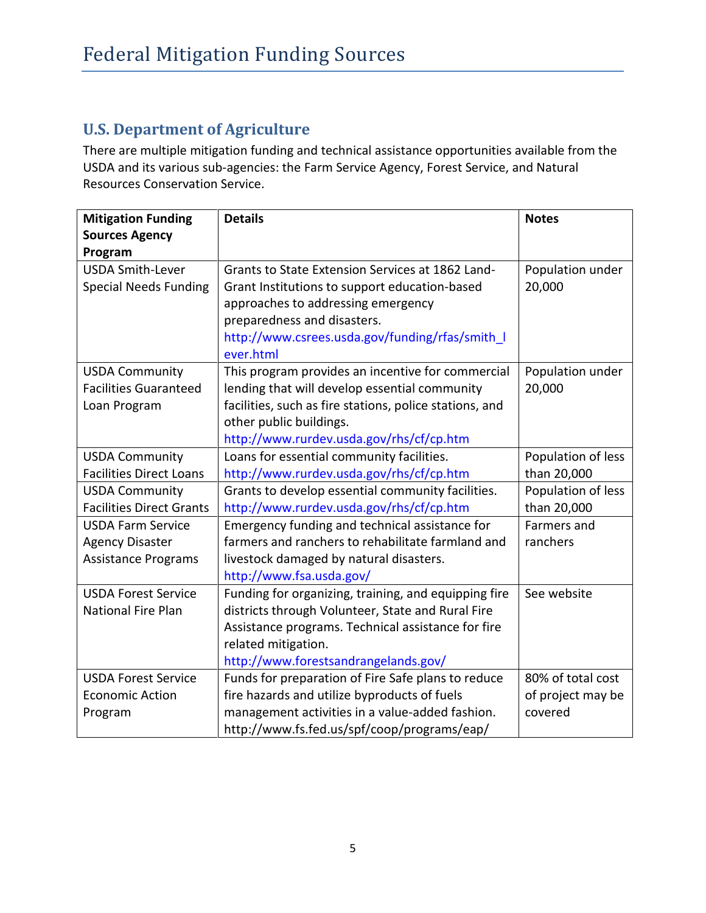# Federal Mitigation Funding Sources

## U.S. Department of Agriculture

There are multiple mitigation funding and technical assistance opportunities available from the USDA and its various sub-agencies: the Farm Service Agency, Forest Service, and Natural Resources Conservation Service.

| Mitigation Funding Sources Agency Program | Details | Notes |
|---|---|---|
| USDA Smith-Lever Special Needs Funding | Grants to State Extension Services at 1862 Land-Grant Institutions to support education-based approaches to addressing emergency preparedness and disasters. http://www.csrees.usda.gov/funding/rfas/smith_lever.html | Population under 20,000 |
| USDA Community Facilities Guaranteed Loan Program | This program provides an incentive for commercial lending that will develop essential community facilities, such as fire stations, police stations, and other public buildings. http://www.rurdev.usda.gov/rhs/cf/cp.htm | Population under 20,000 |
| USDA Community Facilities Direct Loans | Loans for essential community facilities. http://www.rurdev.usda.gov/rhs/cf/cp.htm | Population of less than 20,000 |
| USDA Community Facilities Direct Grants | Grants to develop essential community facilities. http://www.rurdev.usda.gov/rhs/cf/cp.htm | Population of less than 20,000 |
| USDA Farm Service Agency Disaster Assistance Programs | Emergency funding and technical assistance for farmers and ranchers to rehabilitate farmland and livestock damaged by natural disasters. http://www.fsa.usda.gov/ | Farmers and ranchers |
| USDA Forest Service National Fire Plan | Funding for organizing, training, and equipping fire districts through Volunteer, State and Rural Fire Assistance programs. Technical assistance for fire related mitigation. http://www.forestsandrangelands.gov/ | See website |
| USDA Forest Service Economic Action Program | Funds for preparation of Fire Safe plans to reduce fire hazards and utilize byproducts of fuels management activities in a value-added fashion. http://www.fs.fed.us/spf/coop/programs/eap/ | 80% of total cost of project may be covered |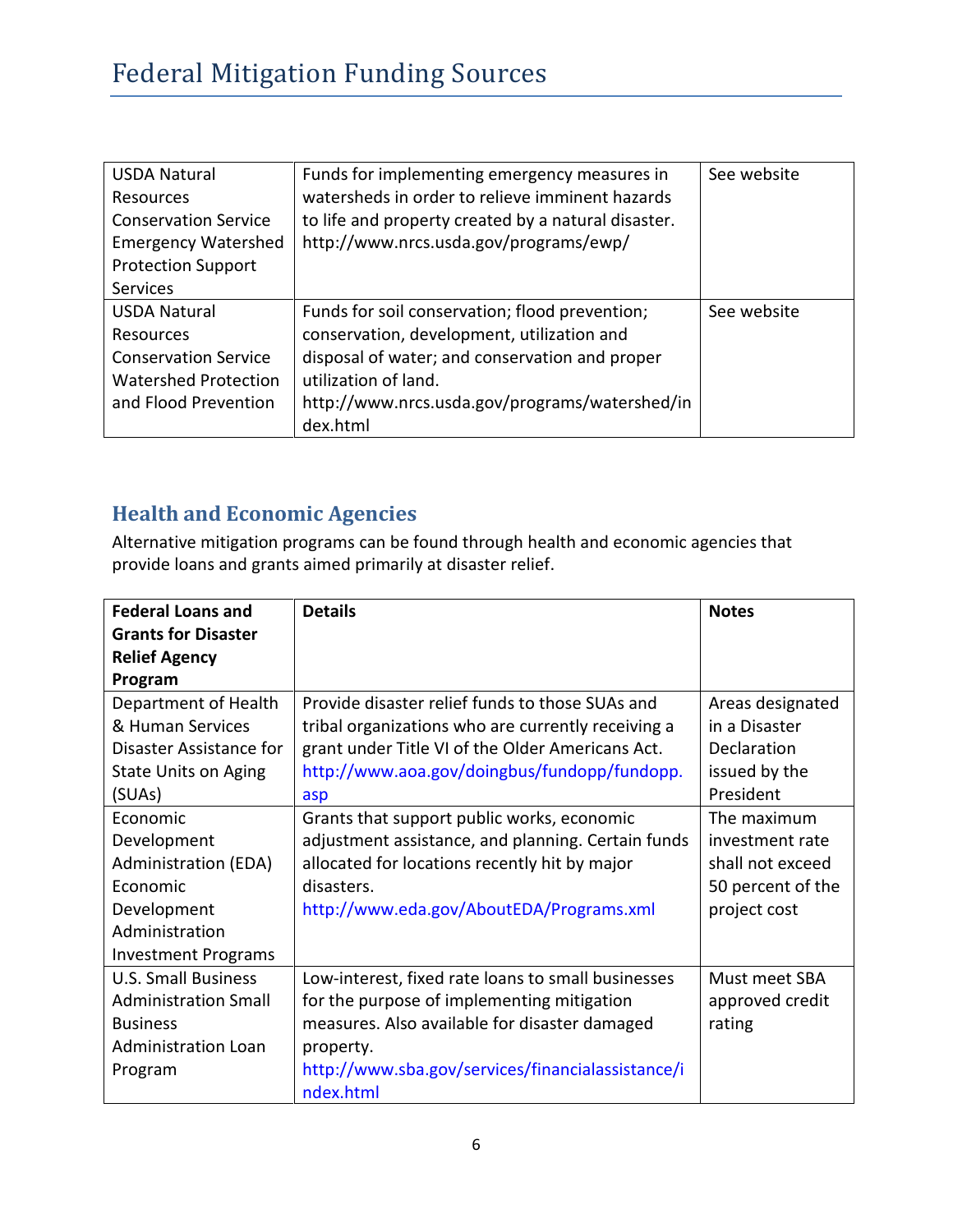# Federal Mitigation Funding Sources

| | | |
|---|---|---|
| USDA Natural Resources Conservation Service Emergency Watershed Protection Support Services | Funds for implementing emergency measures in watersheds in order to relieve imminent hazards to life and property created by a natural disaster. http://www.nrcs.usda.gov/programs/ewp/ | See website |
| USDA Natural Resources Conservation Service Watershed Protection and Flood Prevention | Funds for soil conservation; flood prevention; conservation, development, utilization and disposal of water; and conservation and proper utilization of land. http://www.nrcs.usda.gov/programs/watershed/index.html | See website |

## Health and Economic Agencies

Alternative mitigation programs can be found through health and economic agencies that provide loans and grants aimed primarily at disaster relief.

| Federal Loans and Grants for Disaster Relief Agency Program | Details | Notes |
|---|---|---|
| Department of Health & Human Services Disaster Assistance for State Units on Aging (SUAs) | Provide disaster relief funds to those SUAs and tribal organizations who are currently receiving a grant under Title VI of the Older Americans Act. http://www.aoa.gov/doingbus/fundopp/fundopp.asp | Areas designated in a Disaster Declaration issued by the President |
| Economic Development Administration (EDA) Economic Development Administration Investment Programs | Grants that support public works, economic adjustment assistance, and planning. Certain funds allocated for locations recently hit by major disasters. http://www.eda.gov/AboutEDA/Programs.xml | The maximum investment rate shall not exceed 50 percent of the project cost |
| U.S. Small Business Administration Small Business Administration Loan Program | Low-interest, fixed rate loans to small businesses for the purpose of implementing mitigation measures. Also available for disaster damaged property. http://www.sba.gov/services/financialassistance/index.html | Must meet SBA approved credit rating |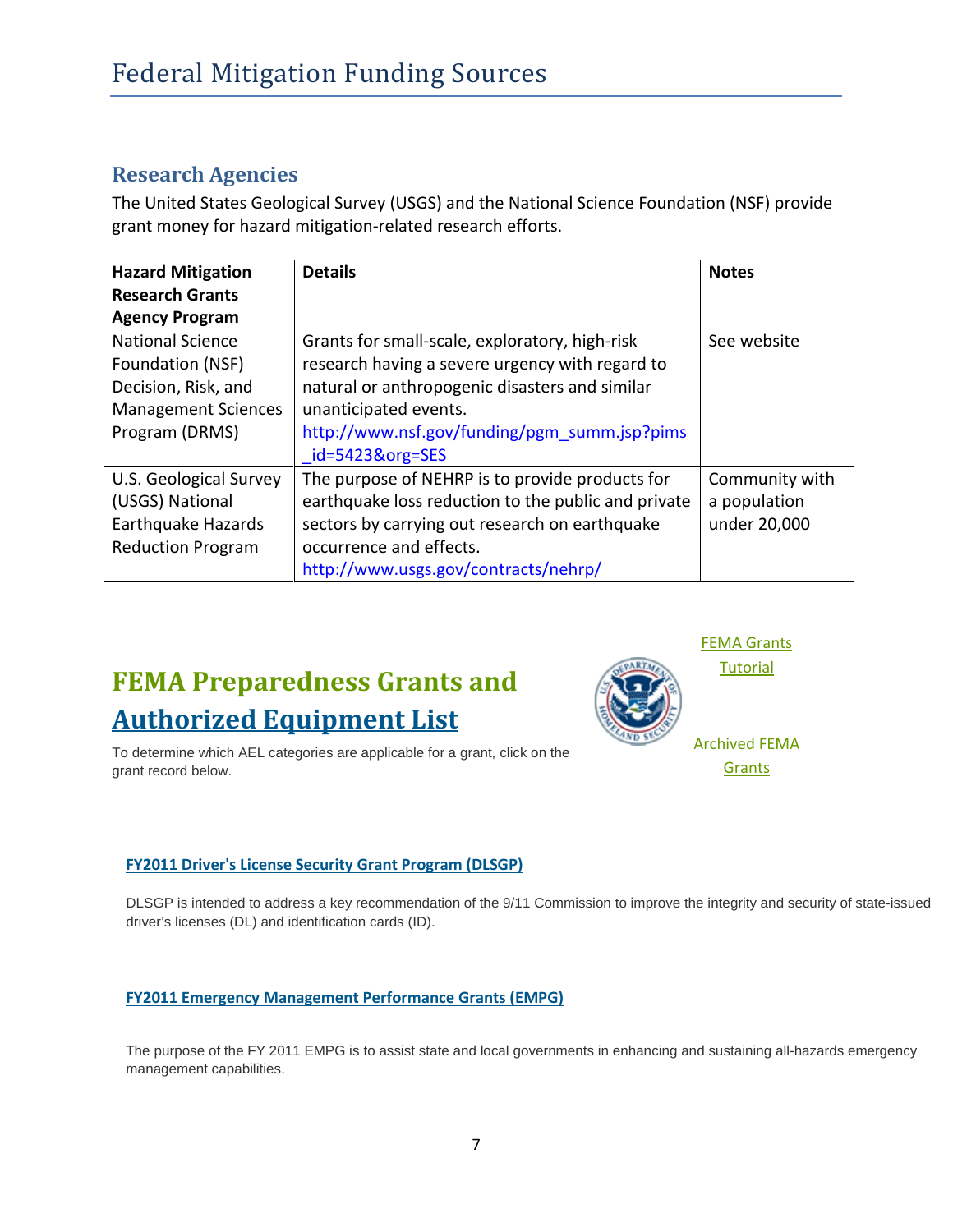# Federal Mitigation Funding Sources

## Research Agencies

The United States Geological Survey (USGS) and the National Science Foundation (NSF) provide grant money for hazard mitigation-related research efforts.

| Hazard Mitigation Research Grants Agency Program | Details | Notes |
|---|---|---|
| National Science Foundation (NSF) Decision, Risk, and Management Sciences Program (DRMS) | Grants for small-scale, exploratory, high-risk research having a severe urgency with regard to natural or anthropogenic disasters and similar unanticipated events. http://www.nsf.gov/funding/pgm_summ.jsp?pims_id=5423&org=SES | See website |
| U.S. Geological Survey (USGS) National Earthquake Hazards Reduction Program | The purpose of NEHRP is to provide products for earthquake loss reduction to the public and private sectors by carrying out research on earthquake occurrence and effects. http://www.usgs.gov/contracts/nehrp/ | Community with a population under 20,000 |

## FEMA Preparedness Grants and Authorized Equipment List

FEMA Grants Tutorial

Archived FEMA Grants

To determine which AEL categories are applicable for a grant, click on the grant record below.

**FY2011 Driver's License Security Grant Program (DLSGP)**

DLSGP is intended to address a key recommendation of the 9/11 Commission to improve the integrity and security of state-issued driver's licenses (DL) and identification cards (ID).

**FY2011 Emergency Management Performance Grants (EMPG)**

The purpose of the FY 2011 EMPG is to assist state and local governments in enhancing and sustaining all-hazards emergency management capabilities.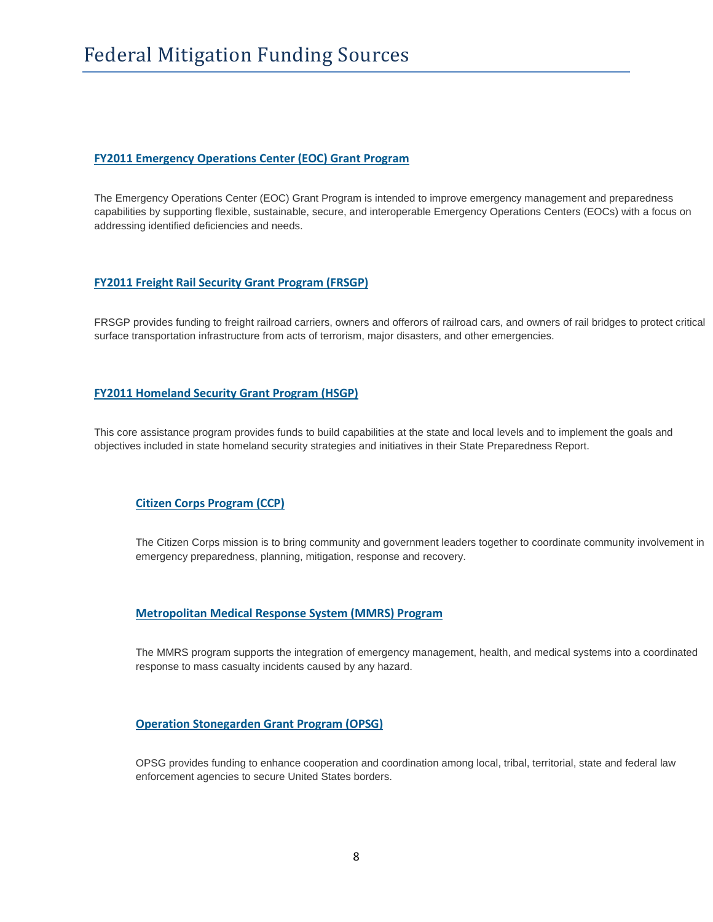# Federal Mitigation Funding Sources

## FY2011 Emergency Operations Center (EOC) Grant Program

The Emergency Operations Center (EOC) Grant Program is intended to improve emergency management and preparedness capabilities by supporting flexible, sustainable, secure, and interoperable Emergency Operations Centers (EOCs) with a focus on addressing identified deficiencies and needs.

## FY2011 Freight Rail Security Grant Program (FRSGP)

FRSGP provides funding to freight railroad carriers, owners and offerors of railroad cars, and owners of rail bridges to protect critical surface transportation infrastructure from acts of terrorism, major disasters, and other emergencies.

## FY2011 Homeland Security Grant Program (HSGP)

This core assistance program provides funds to build capabilities at the state and local levels and to implement the goals and objectives included in state homeland security strategies and initiatives in their State Preparedness Report.

### Citizen Corps Program (CCP)

The Citizen Corps mission is to bring community and government leaders together to coordinate community involvement in emergency preparedness, planning, mitigation, response and recovery.

### Metropolitan Medical Response System (MMRS) Program

The MMRS program supports the integration of emergency management, health, and medical systems into a coordinated response to mass casualty incidents caused by any hazard.

### Operation Stonegarden Grant Program (OPSG)

OPSG provides funding to enhance cooperation and coordination among local, tribal, territorial, state and federal law enforcement agencies to secure United States borders.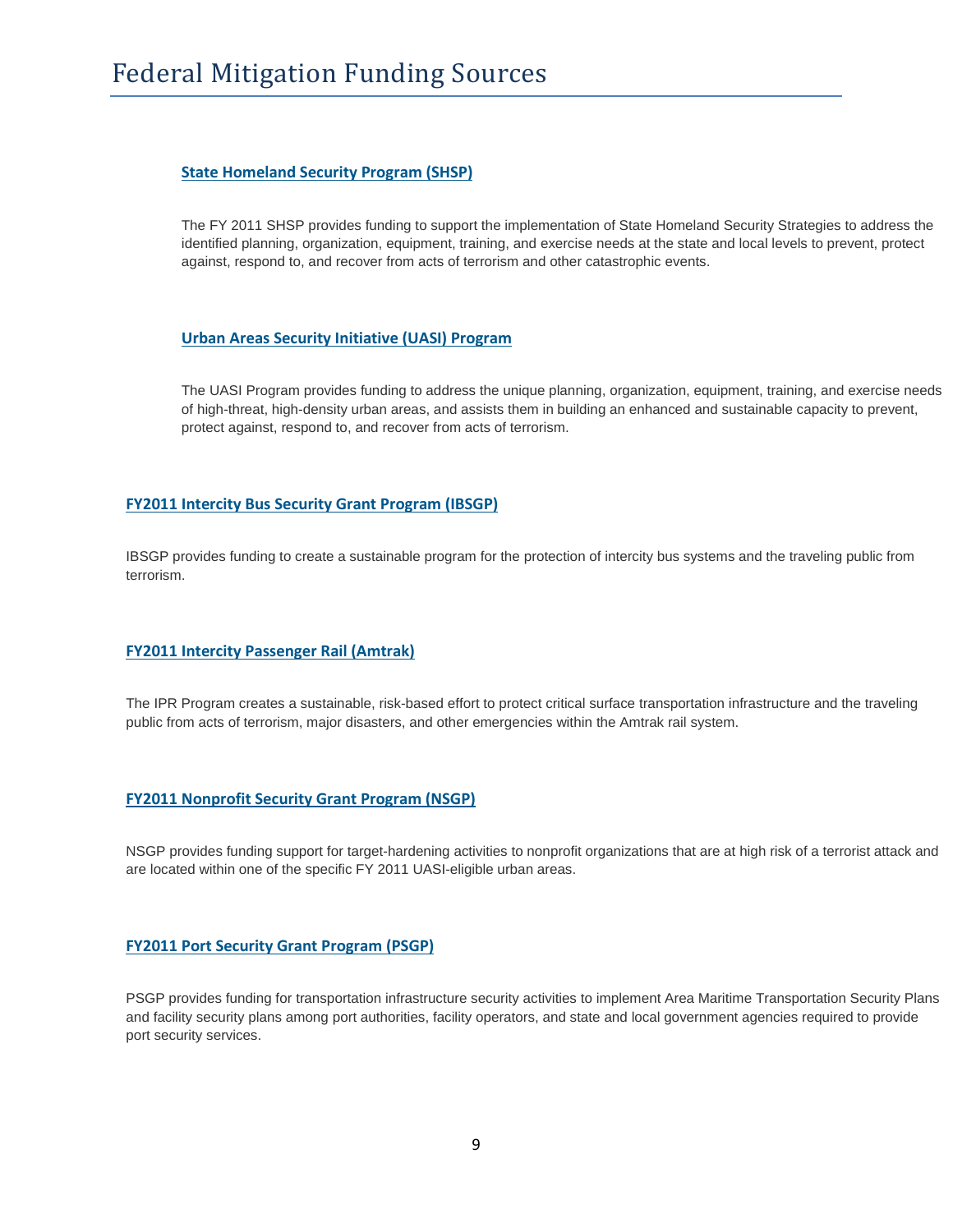# Federal Mitigation Funding Sources

### State Homeland Security Program (SHSP)

The FY 2011 SHSP provides funding to support the implementation of State Homeland Security Strategies to address the identified planning, organization, equipment, training, and exercise needs at the state and local levels to prevent, protect against, respond to, and recover from acts of terrorism and other catastrophic events.

### Urban Areas Security Initiative (UASI) Program

The UASI Program provides funding to address the unique planning, organization, equipment, training, and exercise needs of high-threat, high-density urban areas, and assists them in building an enhanced and sustainable capacity to prevent, protect against, respond to, and recover from acts of terrorism.

### FY2011 Intercity Bus Security Grant Program (IBSGP)

IBSGP provides funding to create a sustainable program for the protection of intercity bus systems and the traveling public from terrorism.

### FY2011 Intercity Passenger Rail (Amtrak)

The IPR Program creates a sustainable, risk-based effort to protect critical surface transportation infrastructure and the traveling public from acts of terrorism, major disasters, and other emergencies within the Amtrak rail system.

### FY2011 Nonprofit Security Grant Program (NSGP)

NSGP provides funding support for target-hardening activities to nonprofit organizations that are at high risk of a terrorist attack and are located within one of the specific FY 2011 UASI-eligible urban areas.

### FY2011 Port Security Grant Program (PSGP)

PSGP provides funding for transportation infrastructure security activities to implement Area Maritime Transportation Security Plans and facility security plans among port authorities, facility operators, and state and local government agencies required to provide port security services.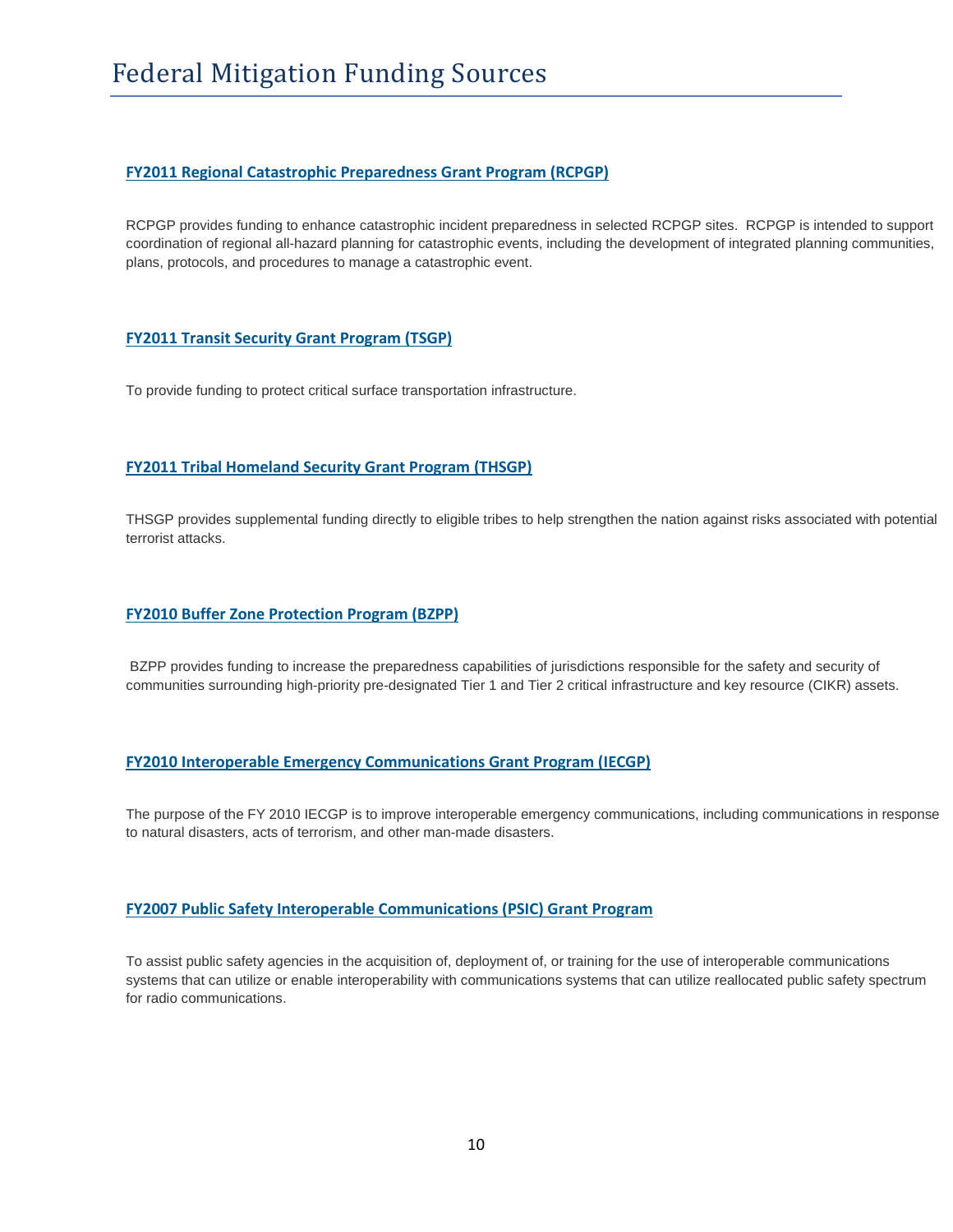# Federal Mitigation Funding Sources

### FY2011 Regional Catastrophic Preparedness Grant Program (RCPGP)

RCPGP provides funding to enhance catastrophic incident preparedness in selected RCPGP sites. RCPGP is intended to support coordination of regional all-hazard planning for catastrophic events, including the development of integrated planning communities, plans, protocols, and procedures to manage a catastrophic event.

### FY2011 Transit Security Grant Program (TSGP)

To provide funding to protect critical surface transportation infrastructure.

### FY2011 Tribal Homeland Security Grant Program (THSGP)

THSGP provides supplemental funding directly to eligible tribes to help strengthen the nation against risks associated with potential terrorist attacks.

### FY2010 Buffer Zone Protection Program (BZPP)

BZPP provides funding to increase the preparedness capabilities of jurisdictions responsible for the safety and security of communities surrounding high-priority pre-designated Tier 1 and Tier 2 critical infrastructure and key resource (CIKR) assets.

### FY2010 Interoperable Emergency Communications Grant Program (IECGP)

The purpose of the FY 2010 IECGP is to improve interoperable emergency communications, including communications in response to natural disasters, acts of terrorism, and other man-made disasters.

### FY2007 Public Safety Interoperable Communications (PSIC) Grant Program

To assist public safety agencies in the acquisition of, deployment of, or training for the use of interoperable communications systems that can utilize or enable interoperability with communications systems that can utilize reallocated public safety spectrum for radio communications.